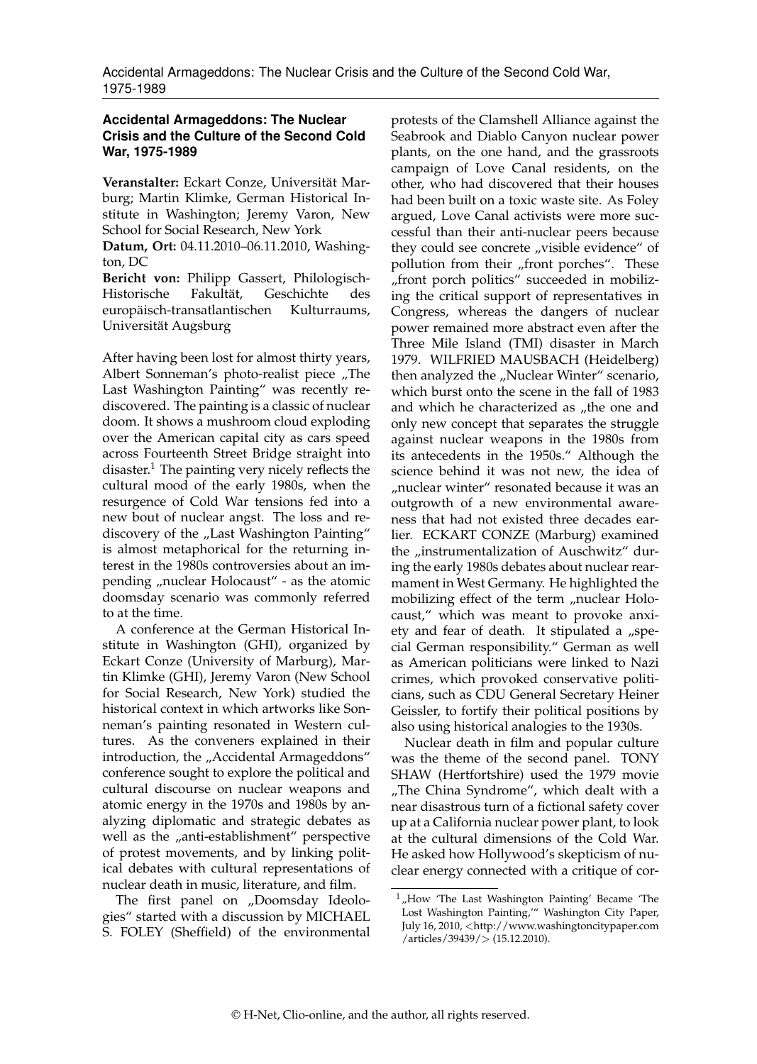## Accidental Armageddons: The Nuclear Crisis and the Culture of the Second Cold War, 1975-1989

**Veranstalter:** Eckart Conze, Universität Marburg; Martin Klimke, German Historical Institute in Washington; Jeremy Varon, New School for Social Research, New York

**Datum, Ort:** 04.11.2010–06.11.2010, Washington, DC

**Bericht von:** Philipp Gassert, Philologisch-Historische Fakultät, Geschichte des europäisch-transatlantischen Kulturraums, Universität Augsburg

After having been lost for almost thirty years, Albert Sonneman's photo-realist piece „The Last Washington Painting" was recently rediscovered. The painting is a classic of nuclear doom. It shows a mushroom cloud exploding over the American capital city as cars speed across Fourteenth Street Bridge straight into disaster.[1] The painting very nicely reflects the cultural mood of the early 1980s, when the resurgence of Cold War tensions fed into a new bout of nuclear angst. The loss and rediscovery of the „Last Washington Painting" is almost metaphorical for the returning interest in the 1980s controversies about an impending „nuclear Holocaust" - as the atomic doomsday scenario was commonly referred to at the time.

A conference at the German Historical Institute in Washington (GHI), organized by Eckart Conze (University of Marburg), Martin Klimke (GHI), Jeremy Varon (New School for Social Research, New York) studied the historical context in which artworks like Sonneman's painting resonated in Western cultures. As the conveners explained in their introduction, the „Accidental Armageddons" conference sought to explore the political and cultural discourse on nuclear weapons and atomic energy in the 1970s and 1980s by analyzing diplomatic and strategic debates as well as the „anti-establishment" perspective of protest movements, and by linking political debates with cultural representations of nuclear death in music, literature, and film.

The first panel on „Doomsday Ideologies" started with a discussion by MICHAEL S. FOLEY (Sheffield) of the environmental protests of the Clamshell Alliance against the Seabrook and Diablo Canyon nuclear power plants, on the one hand, and the grassroots campaign of Love Canal residents, on the other, who had discovered that their houses had been built on a toxic waste site. As Foley argued, Love Canal activists were more successful than their anti-nuclear peers because they could see concrete „visible evidence" of pollution from their „front porches". These „front porch politics" succeeded in mobilizing the critical support of representatives in Congress, whereas the dangers of nuclear power remained more abstract even after the Three Mile Island (TMI) disaster in March 1979. WILFRIED MAUSBACH (Heidelberg) then analyzed the „Nuclear Winter" scenario, which burst onto the scene in the fall of 1983 and which he characterized as „the one and only new concept that separates the struggle against nuclear weapons in the 1980s from its antecedents in the 1950s." Although the science behind it was not new, the idea of „nuclear winter" resonated because it was an outgrowth of a new environmental awareness that had not existed three decades earlier. ECKART CONZE (Marburg) examined the „instrumentalization of Auschwitz" during the early 1980s debates about nuclear rearmament in West Germany. He highlighted the mobilizing effect of the term „nuclear Holocaust," which was meant to provoke anxiety and fear of death. It stipulated a „special German responsibility." German as well as American politicians were linked to Nazi crimes, which provoked conservative politicians, such as CDU General Secretary Heiner Geissler, to fortify their political positions by also using historical analogies to the 1930s.

Nuclear death in film and popular culture was the theme of the second panel. TONY SHAW (Hertfortshire) used the 1979 movie „The China Syndrome", which dealt with a near disastrous turn of a fictional safety cover up at a California nuclear power plant, to look at the cultural dimensions of the Cold War. He asked how Hollywood's skepticism of nuclear energy connected with a critique of cor-

[1] „How 'The Last Washington Painting' Became 'The Lost Washington Painting,'" Washington City Paper, July 16, 2010, <http://www.washingtoncitypaper.com/articles/39439/> (15.12.2010).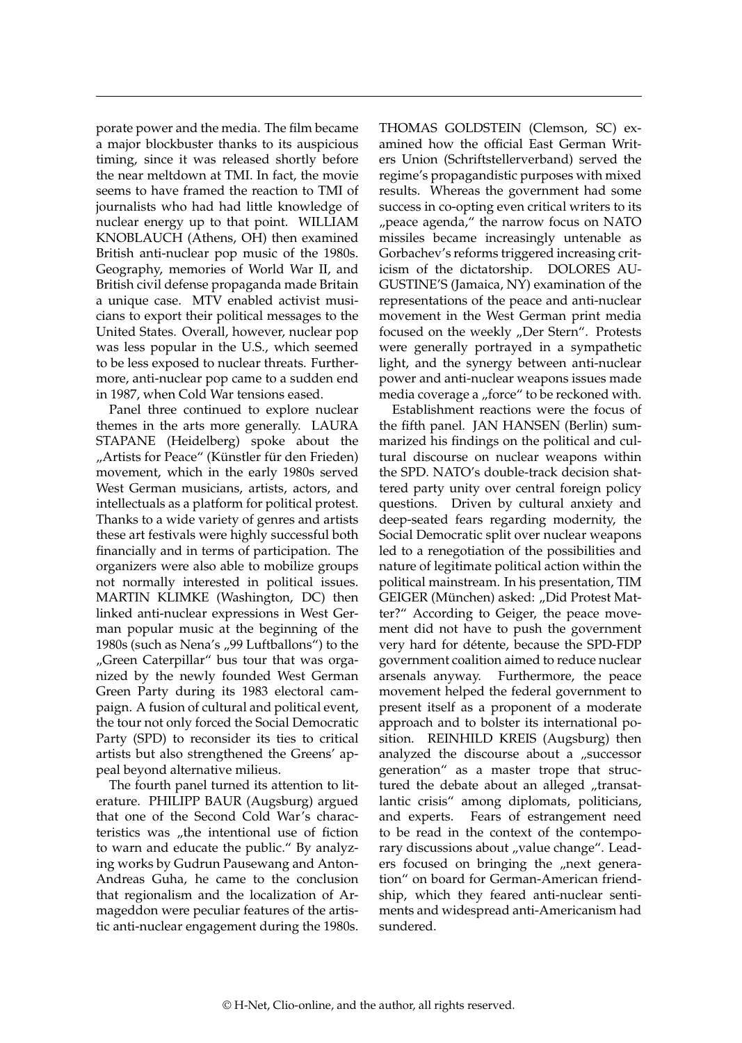porate power and the media. The film became a major blockbuster thanks to its auspicious timing, since it was released shortly before the near meltdown at TMI. In fact, the movie seems to have framed the reaction to TMI of journalists who had had little knowledge of nuclear energy up to that point. WILLIAM KNOBLAUCH (Athens, OH) then examined British anti-nuclear pop music of the 1980s. Geography, memories of World War II, and British civil defense propaganda made Britain a unique case. MTV enabled activist musicians to export their political messages to the United States. Overall, however, nuclear pop was less popular in the U.S., which seemed to be less exposed to nuclear threats. Furthermore, anti-nuclear pop came to a sudden end in 1987, when Cold War tensions eased.

Panel three continued to explore nuclear themes in the arts more generally. LAURA STAPANE (Heidelberg) spoke about the „Artists for Peace" (Künstler für den Frieden) movement, which in the early 1980s served West German musicians, artists, actors, and intellectuals as a platform for political protest. Thanks to a wide variety of genres and artists these art festivals were highly successful both financially and in terms of participation. The organizers were also able to mobilize groups not normally interested in political issues. MARTIN KLIMKE (Washington, DC) then linked anti-nuclear expressions in West German popular music at the beginning of the 1980s (such as Nena's „99 Luftballons") to the „Green Caterpillar" bus tour that was organized by the newly founded West German Green Party during its 1983 electoral campaign. A fusion of cultural and political event, the tour not only forced the Social Democratic Party (SPD) to reconsider its ties to critical artists but also strengthened the Greens' appeal beyond alternative milieus.

The fourth panel turned its attention to literature. PHILIPP BAUR (Augsburg) argued that one of the Second Cold War's characteristics was „the intentional use of fiction to warn and educate the public." By analyzing works by Gudrun Pausewang and Anton-Andreas Guha, he came to the conclusion that regionalism and the localization of Armageddon were peculiar features of the artistic anti-nuclear engagement during the 1980s. THOMAS GOLDSTEIN (Clemson, SC) examined how the official East German Writers Union (Schriftstellerverband) served the regime's propagandistic purposes with mixed results. Whereas the government had some success in co-opting even critical writers to its „peace agenda," the narrow focus on NATO missiles became increasingly untenable as Gorbachev's reforms triggered increasing criticism of the dictatorship. DOLORES AUGUSTINE'S (Jamaica, NY) examination of the representations of the peace and anti-nuclear movement in the West German print media focused on the weekly „Der Stern". Protests were generally portrayed in a sympathetic light, and the synergy between anti-nuclear power and anti-nuclear weapons issues made media coverage a „force" to be reckoned with.

Establishment reactions were the focus of the fifth panel. JAN HANSEN (Berlin) summarized his findings on the political and cultural discourse on nuclear weapons within the SPD. NATO's double-track decision shattered party unity over central foreign policy questions. Driven by cultural anxiety and deep-seated fears regarding modernity, the Social Democratic split over nuclear weapons led to a renegotiation of the possibilities and nature of legitimate political action within the political mainstream. In his presentation, TIM GEIGER (München) asked: „Did Protest Matter?" According to Geiger, the peace movement did not have to push the government very hard for détente, because the SPD-FDP government coalition aimed to reduce nuclear arsenals anyway. Furthermore, the peace movement helped the federal government to present itself as a proponent of a moderate approach and to bolster its international position. REINHILD KREIS (Augsburg) then analyzed the discourse about a „successor generation" as a master trope that structured the debate about an alleged „transatlantic crisis" among diplomats, politicians, and experts. Fears of estrangement need to be read in the context of the contemporary discussions about „value change". Leaders focused on bringing the „next generation" on board for German-American friendship, which they feared anti-nuclear sentiments and widespread anti-Americanism had sundered.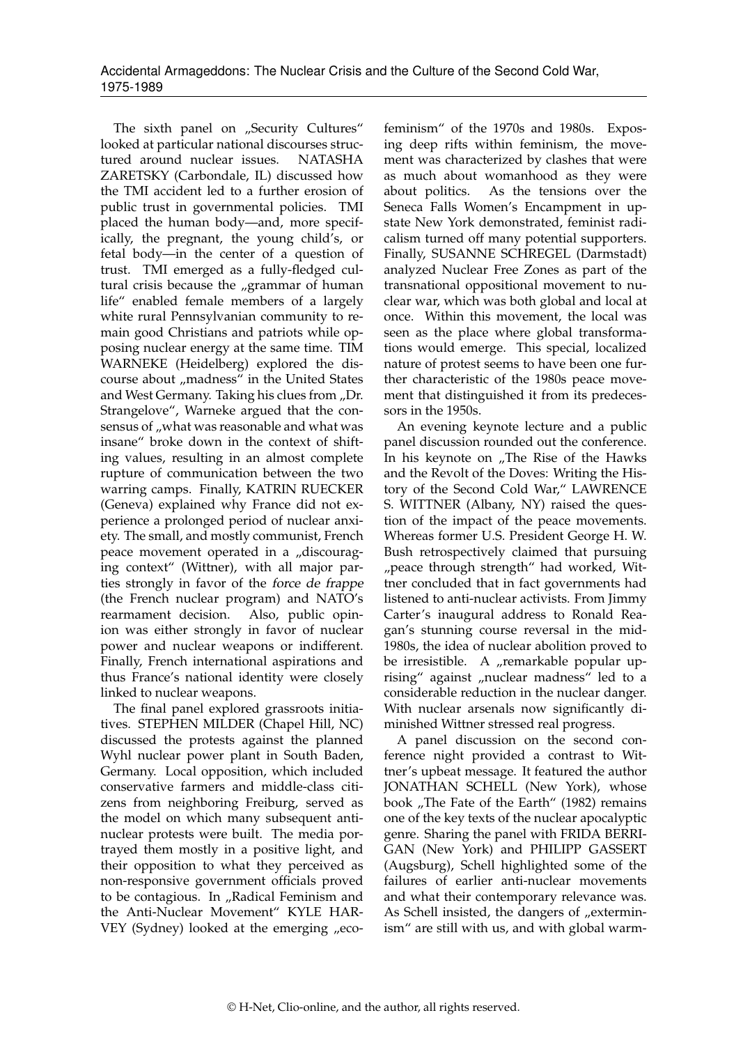The sixth panel on „Security Cultures" looked at particular national discourses structured around nuclear issues. NATASHA ZARETSKY (Carbondale, IL) discussed how the TMI accident led to a further erosion of public trust in governmental policies. TMI placed the human body—and, more specifically, the pregnant, the young child's, or fetal body—in the center of a question of trust. TMI emerged as a fully-fledged cultural crisis because the „grammar of human life" enabled female members of a largely white rural Pennsylvanian community to remain good Christians and patriots while opposing nuclear energy at the same time. TIM WARNEKE (Heidelberg) explored the discourse about „madness" in the United States and West Germany. Taking his clues from „Dr. Strangelove", Warneke argued that the consensus of „what was reasonable and what was insane" broke down in the context of shifting values, resulting in an almost complete rupture of communication between the two warring camps. Finally, KATRIN RUECKER (Geneva) explained why France did not experience a prolonged period of nuclear anxiety. The small, and mostly communist, French peace movement operated in a „discouraging context" (Wittner), with all major parties strongly in favor of the *force de frappe* (the French nuclear program) and NATO's rearmament decision. Also, public opinion was either strongly in favor of nuclear power and nuclear weapons or indifferent. Finally, French international aspirations and thus France's national identity were closely linked to nuclear weapons.

The final panel explored grassroots initiatives. STEPHEN MILDER (Chapel Hill, NC) discussed the protests against the planned Wyhl nuclear power plant in South Baden, Germany. Local opposition, which included conservative farmers and middle-class citizens from neighboring Freiburg, served as the model on which many subsequent antinuclear protests were built. The media portrayed them mostly in a positive light, and their opposition to what they perceived as non-responsive government officials proved to be contagious. In „Radical Feminism and the Anti-Nuclear Movement" KYLE HARVEY (Sydney) looked at the emerging „eco-feminism" of the 1970s and 1980s. Exposing deep rifts within feminism, the movement was characterized by clashes that were as much about womanhood as they were about politics. As the tensions over the Seneca Falls Women's Encampment in upstate New York demonstrated, feminist radicalism turned off many potential supporters. Finally, SUSANNE SCHREGEL (Darmstadt) analyzed Nuclear Free Zones as part of the transnational oppositional movement to nuclear war, which was both global and local at once. Within this movement, the local was seen as the place where global transformations would emerge. This special, localized nature of protest seems to have been one further characteristic of the 1980s peace movement that distinguished it from its predecessors in the 1950s.

An evening keynote lecture and a public panel discussion rounded out the conference. In his keynote on „The Rise of the Hawks and the Revolt of the Doves: Writing the History of the Second Cold War," LAWRENCE S. WITTNER (Albany, NY) raised the question of the impact of the peace movements. Whereas former U.S. President George H. W. Bush retrospectively claimed that pursuing „peace through strength" had worked, Wittner concluded that in fact governments had listened to anti-nuclear activists. From Jimmy Carter's inaugural address to Ronald Reagan's stunning course reversal in the mid-1980s, the idea of nuclear abolition proved to be irresistible. A „remarkable popular uprising" against „nuclear madness" led to a considerable reduction in the nuclear danger. With nuclear arsenals now significantly diminished Wittner stressed real progress.

A panel discussion on the second conference night provided a contrast to Wittner's upbeat message. It featured the author JONATHAN SCHELL (New York), whose book „The Fate of the Earth" (1982) remains one of the key texts of the nuclear apocalyptic genre. Sharing the panel with FRIDA BERRIGAN (New York) and PHILIPP GASSERT (Augsburg), Schell highlighted some of the failures of earlier anti-nuclear movements and what their contemporary relevance was. As Schell insisted, the dangers of „exterminism" are still with us, and with global warm-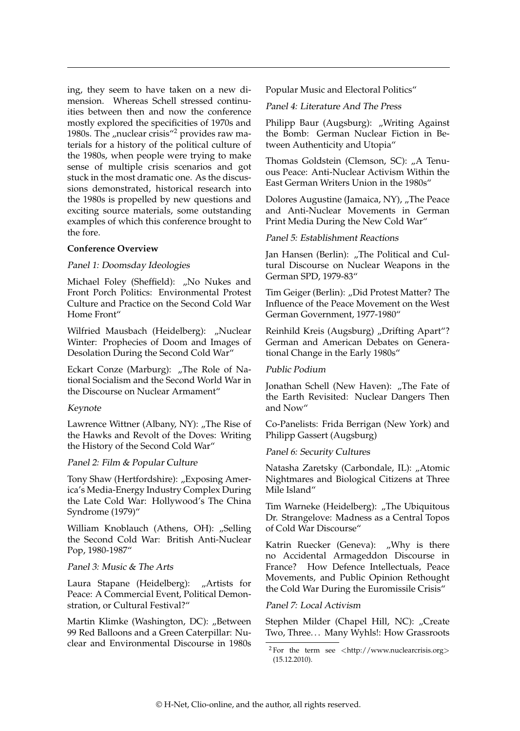ing, they seem to have taken on a new dimension. Whereas Schell stressed continuities between then and now the conference mostly explored the specificities of 1970s and 1980s. The „nuclear crisis“[2] provides raw materials for a history of the political culture of the 1980s, when people were trying to make sense of multiple crisis scenarios and got stuck in the most dramatic one. As the discussions demonstrated, historical research into the 1980s is propelled by new questions and exciting source materials, some outstanding examples of which this conference brought to the fore.

**Conference Overview**

*Panel 1: Doomsday Ideologies*

Michael Foley (Sheffield): „No Nukes and Front Porch Politics: Environmental Protest Culture and Practice on the Second Cold War Home Front“

Wilfried Mausbach (Heidelberg): „Nuclear Winter: Prophecies of Doom and Images of Desolation During the Second Cold War“

Eckart Conze (Marburg): „The Role of National Socialism and the Second World War in the Discourse on Nuclear Armament“

*Keynote*

Lawrence Wittner (Albany, NY): „The Rise of the Hawks and Revolt of the Doves: Writing the History of the Second Cold War“

*Panel 2: Film & Popular Culture*

Tony Shaw (Hertfordshire): „Exposing America's Media-Energy Industry Complex During the Late Cold War: Hollywood's The China Syndrome (1979)“

William Knoblauch (Athens, OH): „Selling the Second Cold War: British Anti-Nuclear Pop, 1980-1987“

*Panel 3: Music & The Arts*

Laura Stapane (Heidelberg): „Artists for Peace: A Commercial Event, Political Demonstration, or Cultural Festival?“

Martin Klimke (Washington, DC): „Between 99 Red Balloons and a Green Caterpillar: Nuclear and Environmental Discourse in 1980s Popular Music and Electoral Politics“

*Panel 4: Literature And The Press*

Philipp Baur (Augsburg): „Writing Against the Bomb: German Nuclear Fiction in Between Authenticity and Utopia“

Thomas Goldstein (Clemson, SC): „A Tenuous Peace: Anti-Nuclear Activism Within the East German Writers Union in the 1980s“

Dolores Augustine (Jamaica, NY), „The Peace and Anti-Nuclear Movements in German Print Media During the New Cold War“

*Panel 5: Establishment Reactions*

Jan Hansen (Berlin): „The Political and Cultural Discourse on Nuclear Weapons in the German SPD, 1979-83“

Tim Geiger (Berlin): „Did Protest Matter? The Influence of the Peace Movement on the West German Government, 1977-1980“

Reinhild Kreis (Augsburg) „Drifting Apart“? German and American Debates on Generational Change in the Early 1980s“

*Public Podium*

Jonathan Schell (New Haven): „The Fate of the Earth Revisited: Nuclear Dangers Then and Now“

Co-Panelists: Frida Berrigan (New York) and Philipp Gassert (Augsburg)

*Panel 6: Security Cultures*

Natasha Zaretsky (Carbondale, IL): „Atomic Nightmares and Biological Citizens at Three Mile Island“

Tim Warneke (Heidelberg): „The Ubiquitous Dr. Strangelove: Madness as a Central Topos of Cold War Discourse“

Katrin Ruecker (Geneva): „Why is there no Accidental Armageddon Discourse in France? How Defence Intellectuals, Peace Movements, and Public Opinion Rethought the Cold War During the Euromissile Crisis“

*Panel 7: Local Activism*

Stephen Milder (Chapel Hill, NC): „Create Two, Three... Many Wyhls!: How Grassroots

[2] For the term see <http://www.nuclearcrisis.org> (15.12.2010).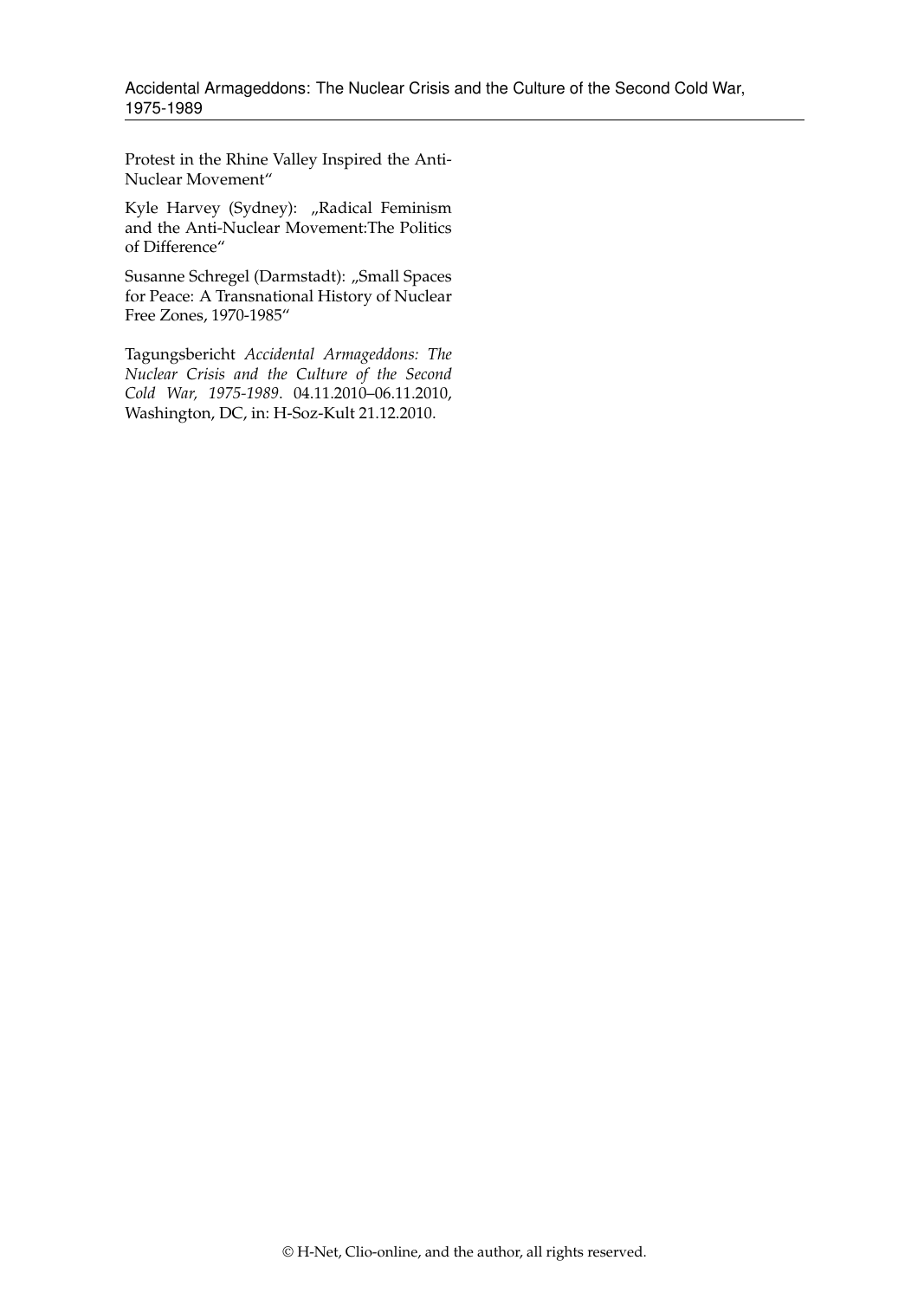Protest in the Rhine Valley Inspired the Anti-Nuclear Movement“

Kyle Harvey (Sydney): „Radical Feminism and the Anti-Nuclear Movement:The Politics of Difference“

Susanne Schregel (Darmstadt): „Small Spaces for Peace: A Transnational History of Nuclear Free Zones, 1970-1985“

Tagungsbericht *Accidental Armageddons: The Nuclear Crisis and the Culture of the Second Cold War, 1975-1989*. 04.11.2010–06.11.2010, Washington, DC, in: H-Soz-Kult 21.12.2010.